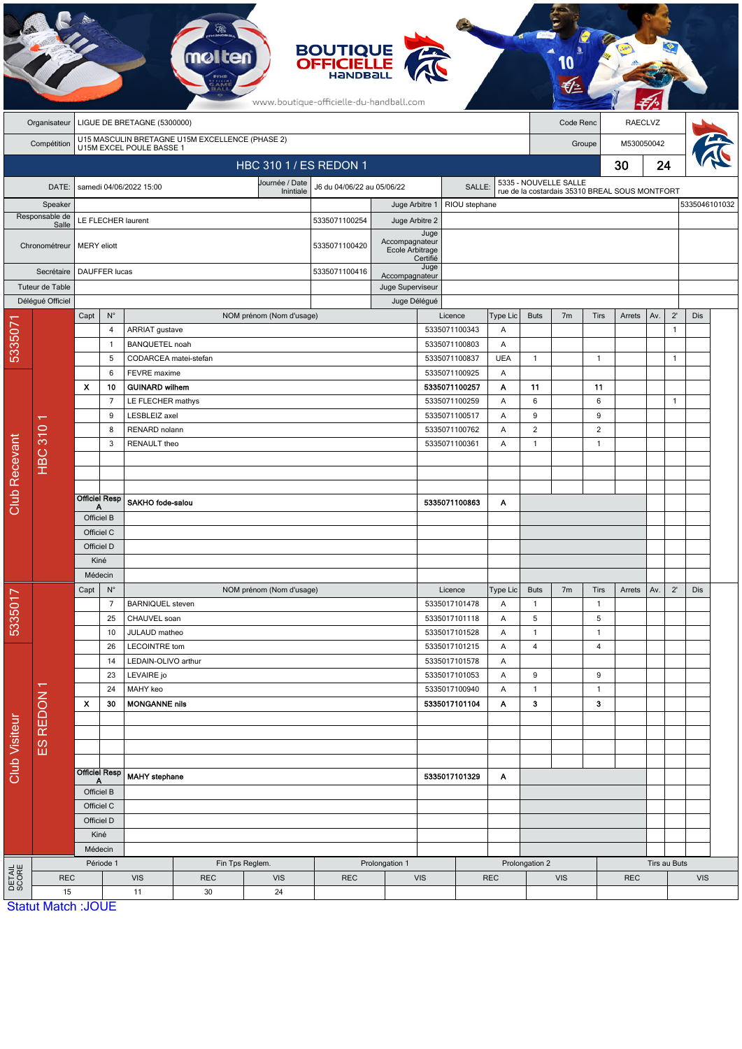BOUTIQUE OFFICIELLE HANDBALL

www.boutique-officielle-du-handball.com

| | | | |
|---|---|---|---|
| Organisateur | LIGUE DE BRETAGNE (5300000) | Code Renc | RAECLVZ |
| Compétition | U15 MASCULIN BRETAGNE U15M EXCELLENCE (PHASE 2) U15M EXCEL POULE BASSE 1 | Groupe | M530050042 |

## HBC 310 1 / ES REDON 1 — 30 / 24

| | | | | | |
|---|---|---|---|---|---|
| DATE: | samedi 04/06/2022 15:00 | Journée / Date Inintiale | J6 du 04/06/22 au 05/06/22 | SALLE: | 5335 - NOUVELLE SALLE rue de la costardais 35310 BREAL SOUS MONTFORT |

| | | | | | |
|---|---|---|---|---|---|
| Speaker | | | Juge Arbitre 1 | RIOU stephane | 5335046101032 |
| Responsable de Salle | LE FLECHER laurent | 5335071100254 | Juge Arbitre 2 | | |
| Chronométreur | MERY eliott | 5335071100420 | Juge Accompagnateur Ecole Arbitrage Certifié | | |
| Secrétaire | DAUFFER lucas | 5335071100416 | Juge Accompagnateur | | |
| Tuteur de Table | | | Juge Superviseur | | |
| Délégué Officiel | | | Juge Délégué | | |

### Club Recevant — 5335071 — HBC 310 1

| Capt | N° | NOM prénom (Nom d'usage) | Licence | Type Lic | Buts | 7m | Tirs | Arrets | Av. | 2' | Dis |
|---|---|---|---|---|---|---|---|---|---|---|---|
| | 4 | ARRIAT gustave | 5335071100343 | A | | | | | | 1 | |
| | 1 | BANQUETEL noah | 5335071100803 | A | | | | | | | |
| | 5 | CODARCEA matei-stefan | 5335071100837 | UEA | 1 | | 1 | | | 1 | |
| | 6 | FEVRE maxime | 5335071100925 | A | | | | | | | |
| **X** | **10** | **GUINARD wilhem** | **5335071100257** | **A** | **11** | | **11** | | | | |
| | 7 | LE FLECHER mathys | 5335071100259 | A | 6 | | 6 | | | 1 | |
| | 9 | LESBLEIZ axel | 5335071100517 | A | 9 | | 9 | | | | |
| | 8 | RENARD nolann | 5335071100762 | A | 2 | | 2 | | | | |
| | 3 | RENAULT theo | 5335071100361 | A | 1 | | 1 | | | | |
| Officiel Resp A | | **SAKHO fode-salou** | **5335071100863** | **A** | | | | | | | |
| Officiel B | | | | | | | | | | | |
| Officiel C | | | | | | | | | | | |
| Officiel D | | | | | | | | | | | |
| Kiné | | | | | | | | | | | |
| Médecin | | | | | | | | | | | |

### Club Visiteur — 5335017 — ES REDON 1

| Capt | N° | NOM prénom (Nom d'usage) | Licence | Type Lic | Buts | 7m | Tirs | Arrets | Av. | 2' | Dis |
|---|---|---|---|---|---|---|---|---|---|---|---|
| | 7 | BARNIQUEL steven | 5335017101478 | A | 1 | | 1 | | | | |
| | 25 | CHAUVEL soan | 5335017101118 | A | 5 | | 5 | | | | |
| | 10 | JULAUD matheo | 5335017101528 | A | 1 | | 1 | | | | |
| | 26 | LECOINTRE tom | 5335017101215 | A | 4 | | 4 | | | | |
| | 14 | LEDAIN-OLIVO arthur | 5335017101578 | A | | | | | | | |
| | 23 | LEVAIRE jo | 5335017101053 | A | 9 | | 9 | | | | |
| | 24 | MAHY keo | 5335017100940 | A | 1 | | 1 | | | | |
| **X** | **30** | **MONGANNE nils** | **5335017101104** | **A** | **3** | | **3** | | | | |
| Officiel Resp A | | **MAHY stephane** | **5335017101329** | **A** | | | | | | | |
| Officiel B | | | | | | | | | | | |
| Officiel C | | | | | | | | | | | |
| Officiel D | | | | | | | | | | | |
| Kiné | | | | | | | | | | | |
| Médecin | | | | | | | | | | | |

### DETAIL SCORE

| Période 1 | | Fin Tps Reglem. | | Prolongation 1 | | Prolongation 2 | | Tirs au Buts | |
|---|---|---|---|---|---|---|---|---|---|
| REC | VIS | REC | VIS | REC | VIS | REC | VIS | REC | VIS |
| 15 | 11 | 30 | 24 | | | | | | |

Statut Match :JOUE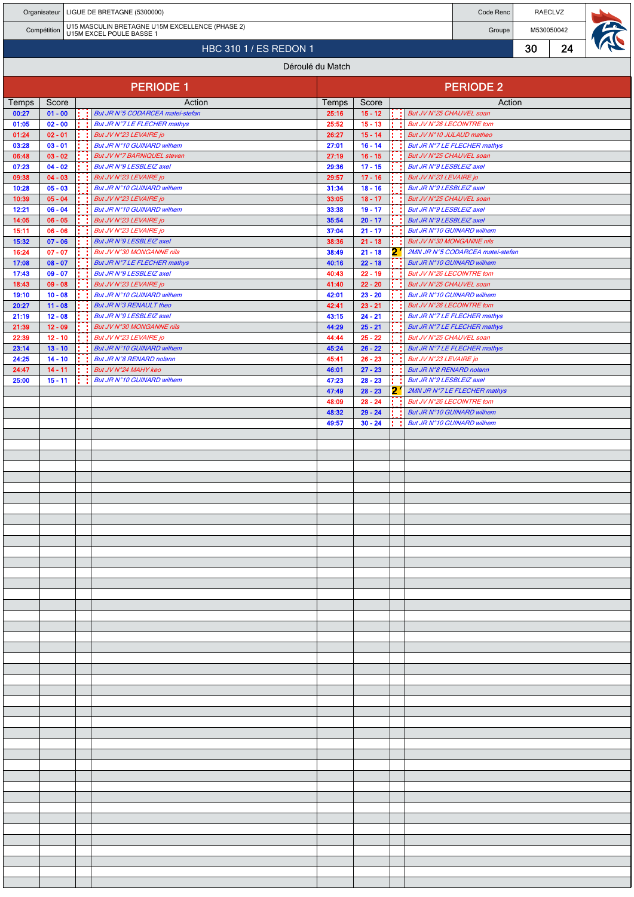| Organisateur | LIGUE DE BRETAGNE (5300000) | Code Renc | RAECLVZ |
|---|---|---|---|
| Compétition | U15 MASCULIN BRETAGNE U15M EXCELLENCE (PHASE 2) U15M EXCEL POULE BASSE 1 | Groupe | M530050042 |

## HBC 310 1 / ES REDON 1 — 30 - 24

### Déroulé du Match

| PERIODE 1 | | | | PERIODE 2 | | | |
|---|---|---|---|---|---|---|---|
| Temps | Score | | Action | Temps | Score | | Action |
| 00:27 | 01 - 00 | | But JR N°5 CODARCEA matei-stefan | 25:16 | 15 - 12 | | But JV N°25 CHAUVEL soan |
| 01:05 | 02 - 00 | | But JR N°7 LE FLECHER mathys | 25:52 | 15 - 13 | | But JV N°26 LECOINTRE tom |
| 01:24 | 02 - 01 | | But JV N°23 LEVAIRE jo | 26:27 | 15 - 14 | | But JV N°10 JULAUD matheo |
| 03:28 | 03 - 01 | | But JR N°10 GUINARD wilhem | 27:01 | 16 - 14 | | But JR N°7 LE FLECHER mathys |
| 06:48 | 03 - 02 | | But JV N°7 BARNIQUEL steven | 27:19 | 16 - 15 | | But JV N°25 CHAUVEL soan |
| 07:23 | 04 - 02 | | But JR N°9 LESBLEIZ axel | 29:36 | 17 - 15 | | But JR N°9 LESBLEIZ axel |
| 09:38 | 04 - 03 | | But JV N°23 LEVAIRE jo | 29:57 | 17 - 16 | | But JV N°23 LEVAIRE jo |
| 10:28 | 05 - 03 | | But JR N°10 GUINARD wilhem | 31:34 | 18 - 16 | | But JR N°9 LESBLEIZ axel |
| 10:39 | 05 - 04 | | But JV N°23 LEVAIRE jo | 33:05 | 18 - 17 | | But JV N°25 CHAUVEL soan |
| 12:21 | 06 - 04 | | But JR N°10 GUINARD wilhem | 33:38 | 19 - 17 | | But JR N°9 LESBLEIZ axel |
| 14:05 | 06 - 05 | | But JV N°23 LEVAIRE jo | 35:54 | 20 - 17 | | But JR N°9 LESBLEIZ axel |
| 15:11 | 06 - 06 | | But JV N°23 LEVAIRE jo | 37:04 | 21 - 17 | | But JR N°10 GUINARD wilhem |
| 15:32 | 07 - 06 | | But JR N°9 LESBLEIZ axel | 38:36 | 21 - 18 | | But JV N°30 MONGANNE nils |
| 16:24 | 07 - 07 | | But JV N°30 MONGANNE nils | 38:49 | 21 - 18 | 2' | 2MN JR N°5 CODARCEA matei-stefan |
| 17:08 | 08 - 07 | | But JR N°7 LE FLECHER mathys | 40:16 | 22 - 18 | | But JR N°10 GUINARD wilhem |
| 17:43 | 09 - 07 | | But JR N°9 LESBLEIZ axel | 40:43 | 22 - 19 | | But JV N°26 LECOINTRE tom |
| 18:43 | 09 - 08 | | But JV N°23 LEVAIRE jo | 41:40 | 22 - 20 | | But JV N°25 CHAUVEL soan |
| 19:10 | 10 - 08 | | But JR N°10 GUINARD wilhem | 42:01 | 23 - 20 | | But JR N°10 GUINARD wilhem |
| 20:27 | 11 - 08 | | But JR N°3 RENAULT theo | 42:41 | 23 - 21 | | But JV N°26 LECOINTRE tom |
| 21:19 | 12 - 08 | | But JR N°9 LESBLEIZ axel | 43:15 | 24 - 21 | | But JR N°7 LE FLECHER mathys |
| 21:39 | 12 - 09 | | But JV N°30 MONGANNE nils | 44:29 | 25 - 21 | | But JR N°7 LE FLECHER mathys |
| 22:39 | 12 - 10 | | But JV N°23 LEVAIRE jo | 44:44 | 25 - 22 | | But JV N°25 CHAUVEL soan |
| 23:14 | 13 - 10 | | But JR N°10 GUINARD wilhem | 45:24 | 26 - 22 | | But JR N°7 LE FLECHER mathys |
| 24:25 | 14 - 10 | | But JR N°8 RENARD nolann | 45:41 | 26 - 23 | | But JV N°23 LEVAIRE jo |
| 24:47 | 14 - 11 | | But JV N°24 MAHY keo | 46:01 | 27 - 23 | | But JR N°8 RENARD nolann |
| 25:00 | 15 - 11 | | But JR N°10 GUINARD wilhem | 47:23 | 28 - 23 | | But JR N°9 LESBLEIZ axel |
| | | | | 47:49 | 28 - 23 | 2' | 2MN JR N°7 LE FLECHER mathys |
| | | | | 48:09 | 28 - 24 | | But JV N°26 LECOINTRE tom |
| | | | | 48:32 | 29 - 24 | | But JR N°10 GUINARD wilhem |
| | | | | 49:57 | 30 - 24 | | But JR N°10 GUINARD wilhem |